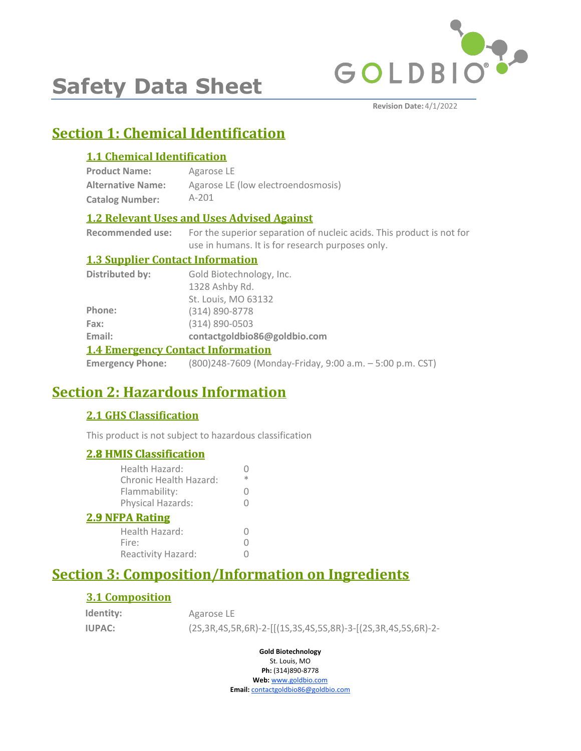# Safety Data Sheet

**Revision Date:** 4/1/2022

## Section 1: Chemical Identification

### 1.1 Chemical Identification

**Product Name:** Agarose LE
**Alternative Name:** Agarose LE (low electroendosmosis)
**Catalog Number:** A-201

### 1.2 Relevant Uses and Uses Advised Against

**Recommended use:** For the superior separation of nucleic acids. This product is not for use in humans. It is for research purposes only.

### 1.3 Supplier Contact Information

**Distributed by:** Gold Biotechnology, Inc.
1328 Ashby Rd.
St. Louis, MO 63132
**Phone:** (314) 890-8778
**Fax:** (314) 890-0503
**Email:** **contactgoldbio86@goldbio.com**

### 1.4 Emergency Contact Information

**Emergency Phone:** (800)248-7609 (Monday-Friday, 9:00 a.m. – 5:00 p.m. CST)

## Section 2: Hazardous Information

### 2.1 GHS Classification

This product is not subject to hazardous classification

### 2.8 HMIS Classification

| | |
|---|---|
| Health Hazard: | 0 |
| Chronic Health Hazard: | * |
| Flammability: | 0 |
| Physical Hazards: | 0 |

### 2.9 NFPA Rating

| | |
|---|---|
| Health Hazard: | 0 |
| Fire: | 0 |
| Reactivity Hazard: | 0 |

## Section 3: Composition/Information on Ingredients

### 3.1 Composition

**Identity:** Agarose LE
**IUPAC:** (2S,3R,4S,5R,6R)-2-[[(1S,3S,4S,5S,8R)-3-[(2S,3R,4S,5S,6R)-2-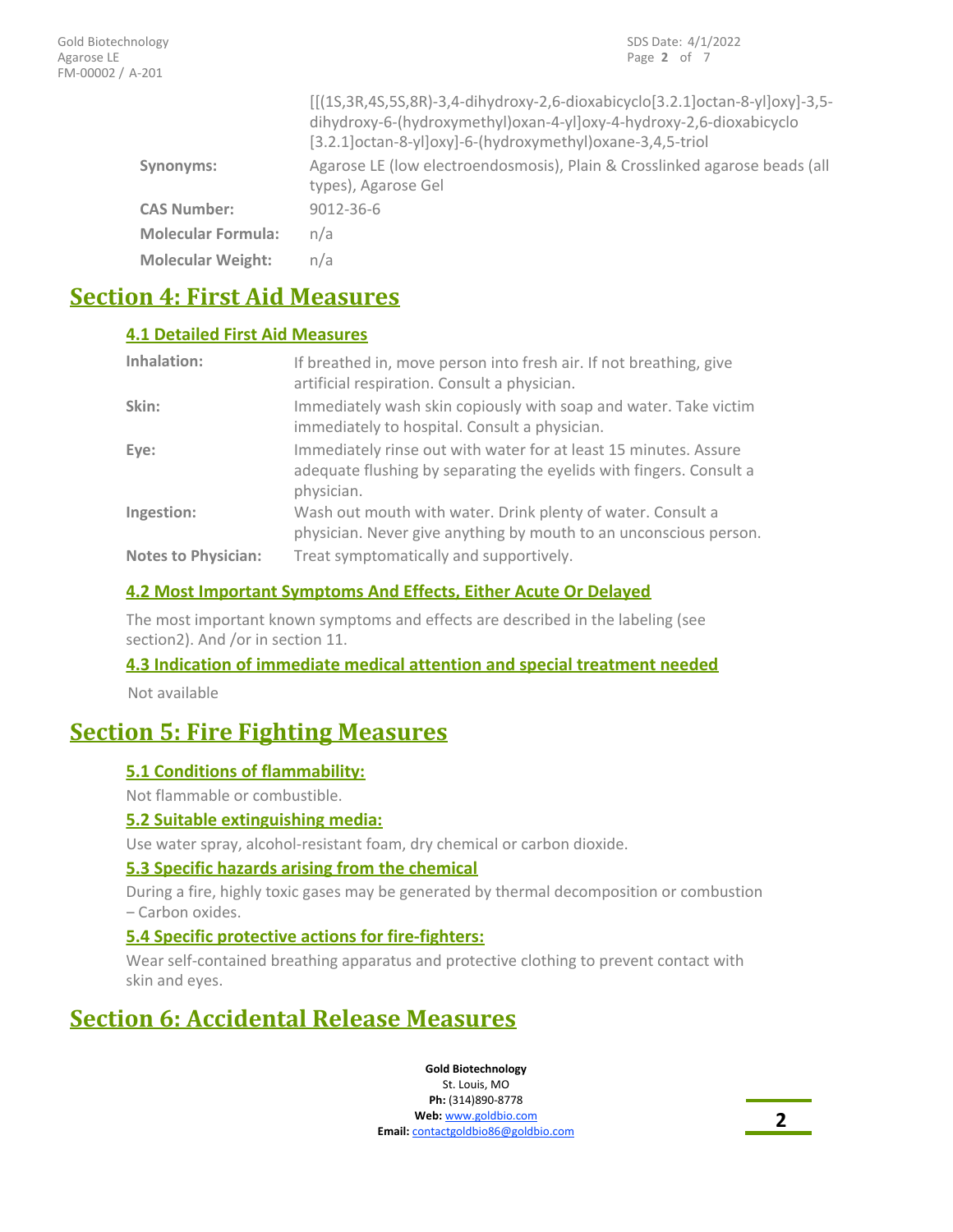| | |
|---|---|
| | [[(1S,3R,4S,5S,8R)-3,4-dihydroxy-2,6-dioxabicyclo[3.2.1]octan-8-yl]oxy]-3,5-dihydroxy-6-(hydroxymethyl)oxan-4-yl]oxy-4-hydroxy-2,6-dioxabicyclo [3.2.1]octan-8-yl]oxy]-6-(hydroxymethyl)oxane-3,4,5-triol |
| **Synonyms:** | Agarose LE (low electroendosmosis), Plain & Crosslinked agarose beads (all types), Agarose Gel |
| **CAS Number:** | 9012-36-6 |
| **Molecular Formula:** | n/a |
| **Molecular Weight:** | n/a |

# Section 4: First Aid Measures

## 4.1 Detailed First Aid Measures

| | |
|---|---|
| **Inhalation:** | If breathed in, move person into fresh air. If not breathing, give artificial respiration. Consult a physician. |
| **Skin:** | Immediately wash skin copiously with soap and water. Take victim immediately to hospital. Consult a physician. |
| **Eye:** | Immediately rinse out with water for at least 15 minutes. Assure adequate flushing by separating the eyelids with fingers. Consult a physician. |
| **Ingestion:** | Wash out mouth with water. Drink plenty of water. Consult a physician. Never give anything by mouth to an unconscious person. |
| **Notes to Physician:** | Treat symptomatically and supportively. |

## 4.2 Most Important Symptoms And Effects, Either Acute Or Delayed

The most important known symptoms and effects are described in the labeling (see section2). And /or in section 11.

## 4.3 Indication of immediate medical attention and special treatment needed

Not available

# Section 5: Fire Fighting Measures

## 5.1 Conditions of flammability:

Not flammable or combustible.

## 5.2 Suitable extinguishing media:

Use water spray, alcohol-resistant foam, dry chemical or carbon dioxide.

## 5.3 Specific hazards arising from the chemical

During a fire, highly toxic gases may be generated by thermal decomposition or combustion – Carbon oxides.

## 5.4 Specific protective actions for fire-fighters:

Wear self-contained breathing apparatus and protective clothing to prevent contact with skin and eyes.

# Section 6: Accidental Release Measures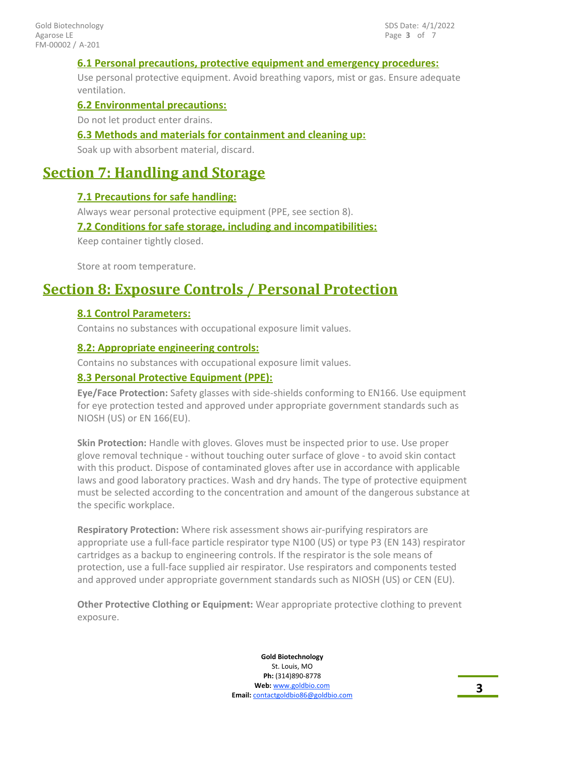### 6.1 Personal precautions, protective equipment and emergency procedures:

Use personal protective equipment. Avoid breathing vapors, mist or gas. Ensure adequate ventilation.

### 6.2 Environmental precautions:

Do not let product enter drains.

### 6.3 Methods and materials for containment and cleaning up:

Soak up with absorbent material, discard.

## Section 7: Handling and Storage

### 7.1 Precautions for safe handling:

Always wear personal protective equipment (PPE, see section 8).

### 7.2 Conditions for safe storage, including and incompatibilities:

Keep container tightly closed.

Store at room temperature.

## Section 8: Exposure Controls / Personal Protection

### 8.1 Control Parameters:

Contains no substances with occupational exposure limit values.

### 8.2: Appropriate engineering controls:

Contains no substances with occupational exposure limit values.

### 8.3 Personal Protective Equipment (PPE):

**Eye/Face Protection:** Safety glasses with side-shields conforming to EN166. Use equipment for eye protection tested and approved under appropriate government standards such as NIOSH (US) or EN 166(EU).

**Skin Protection:** Handle with gloves. Gloves must be inspected prior to use. Use proper glove removal technique - without touching outer surface of glove - to avoid skin contact with this product. Dispose of contaminated gloves after use in accordance with applicable laws and good laboratory practices. Wash and dry hands. The type of protective equipment must be selected according to the concentration and amount of the dangerous substance at the specific workplace.

**Respiratory Protection:** Where risk assessment shows air-purifying respirators are appropriate use a full-face particle respirator type N100 (US) or type P3 (EN 143) respirator cartridges as a backup to engineering controls. If the respirator is the sole means of protection, use a full-face supplied air respirator. Use respirators and components tested and approved under appropriate government standards such as NIOSH (US) or CEN (EU).

**Other Protective Clothing or Equipment:** Wear appropriate protective clothing to prevent exposure.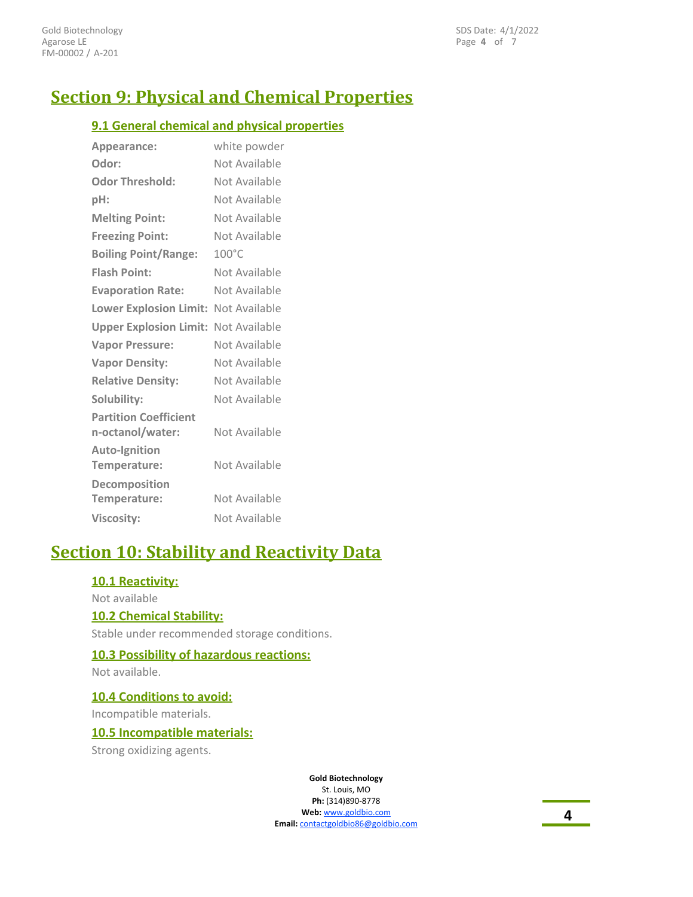# Section 9: Physical and Chemical Properties

## 9.1 General chemical and physical properties

| | |
|---|---|
| **Appearance:** | white powder |
| **Odor:** | Not Available |
| **Odor Threshold:** | Not Available |
| **pH:** | Not Available |
| **Melting Point:** | Not Available |
| **Freezing Point:** | Not Available |
| **Boiling Point/Range:** | 100°C |
| **Flash Point:** | Not Available |
| **Evaporation Rate:** | Not Available |
| **Lower Explosion Limit:** | Not Available |
| **Upper Explosion Limit:** | Not Available |
| **Vapor Pressure:** | Not Available |
| **Vapor Density:** | Not Available |
| **Relative Density:** | Not Available |
| **Solubility:** | Not Available |
| **Partition Coefficient n-octanol/water:** | Not Available |
| **Auto-Ignition Temperature:** | Not Available |
| **Decomposition Temperature:** | Not Available |
| **Viscosity:** | Not Available |

# Section 10: Stability and Reactivity Data

## 10.1 Reactivity:

Not available

## 10.2 Chemical Stability:

Stable under recommended storage conditions.

## 10.3 Possibility of hazardous reactions:

Not available.

## 10.4 Conditions to avoid:

Incompatible materials.

## 10.5 Incompatible materials:

Strong oxidizing agents.

**Gold Biotechnology**
St. Louis, MO
**Ph:** (314)890-8778
**Web:** www.goldbio.com
**Email:** contactgoldbio86@goldbio.com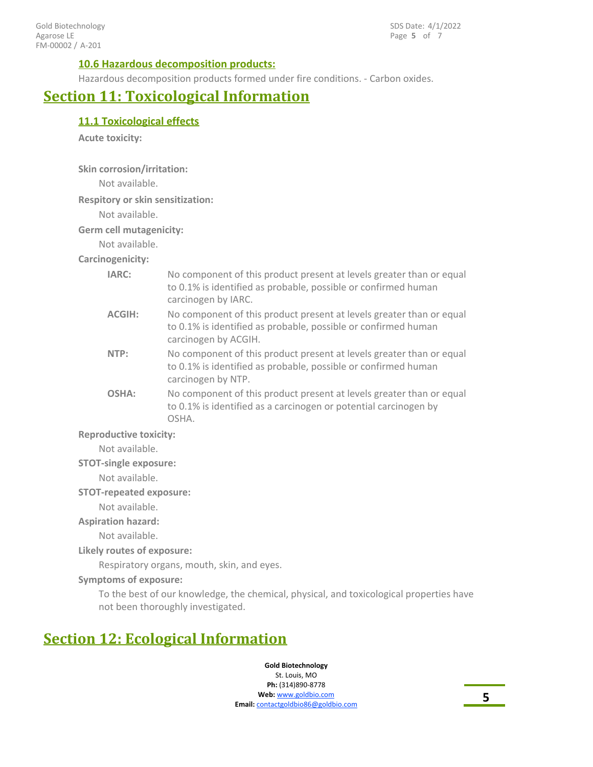### 10.6 Hazardous decomposition products:

Hazardous decomposition products formed under fire conditions. - Carbon oxides.

## Section 11: Toxicological Information

### 11.1 Toxicological effects

**Acute toxicity:**

**Skin corrosion/irritation:**

Not available.

**Respitory or skin sensitization:**

Not available.

**Germ cell mutagenicity:**

Not available.

**Carcinogenicity:**

**IARC:** No component of this product present at levels greater than or equal to 0.1% is identified as probable, possible or confirmed human carcinogen by IARC.

**ACGIH:** No component of this product present at levels greater than or equal to 0.1% is identified as probable, possible or confirmed human carcinogen by ACGIH.

**NTP:** No component of this product present at levels greater than or equal to 0.1% is identified as probable, possible or confirmed human carcinogen by NTP.

**OSHA:** No component of this product present at levels greater than or equal to 0.1% is identified as a carcinogen or potential carcinogen by OSHA.

**Reproductive toxicity:**

Not available.

**STOT-single exposure:**

Not available.

**STOT-repeated exposure:**

Not available.

**Aspiration hazard:**

Not available.

**Likely routes of exposure:**

Respiratory organs, mouth, skin, and eyes.

**Symptoms of exposure:**

To the best of our knowledge, the chemical, physical, and toxicological properties have not been thoroughly investigated.

## Section 12: Ecological Information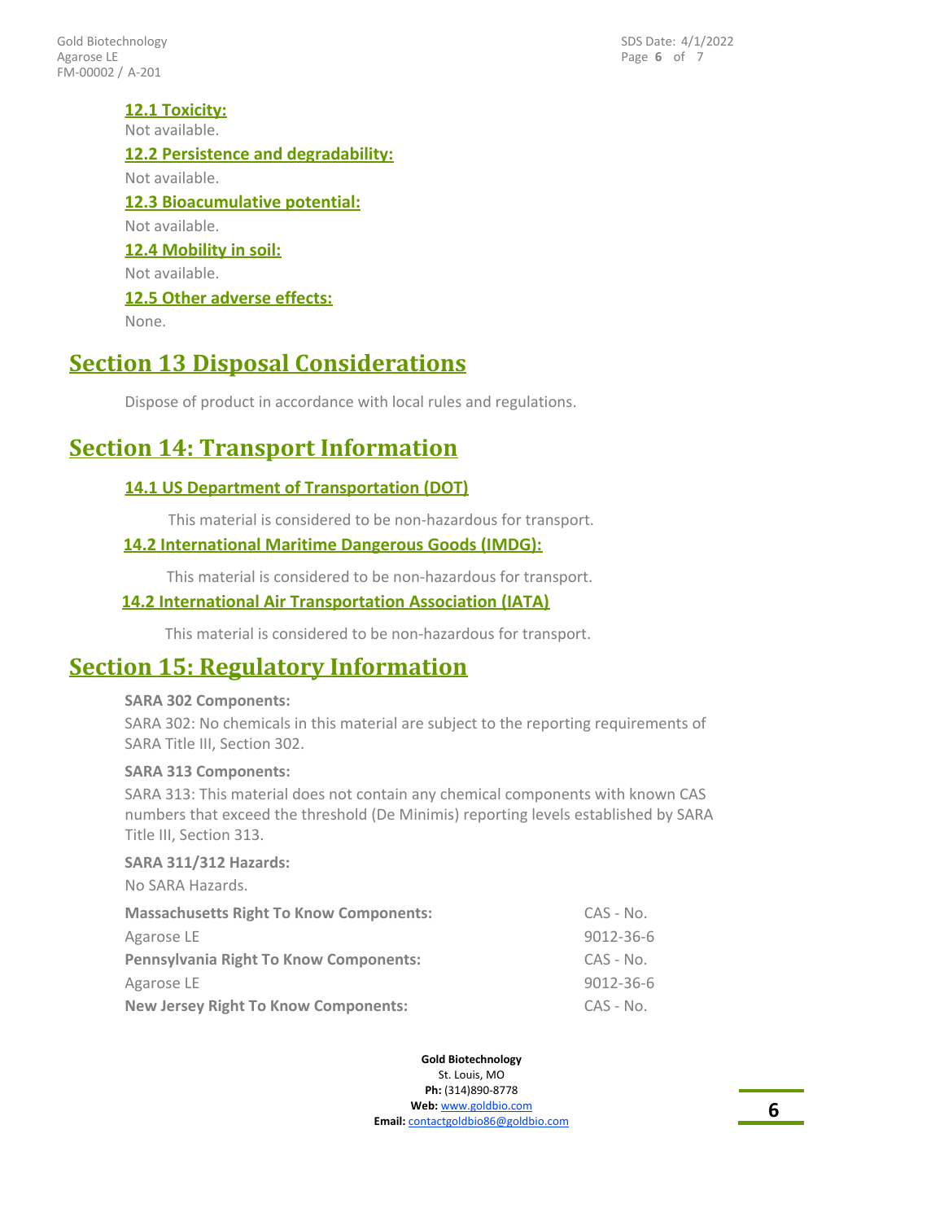### 12.1 Toxicity:

Not available.

### 12.2 Persistence and degradability:

Not available.

### 12.3 Bioacumulative potential:

Not available.

### 12.4 Mobility in soil:

Not available.

### 12.5 Other adverse effects:

None.

## Section 13 Disposal Considerations

Dispose of product in accordance with local rules and regulations.

## Section 14: Transport Information

### 14.1 US Department of Transportation (DOT)

This material is considered to be non-hazardous for transport.

### 14.2 International Maritime Dangerous Goods (IMDG):

This material is considered to be non-hazardous for transport.

### 14.2 International Air Transportation Association (IATA)

This material is considered to be non-hazardous for transport.

## Section 15: Regulatory Information

**SARA 302 Components:**

SARA 302: No chemicals in this material are subject to the reporting requirements of SARA Title III, Section 302.

**SARA 313 Components:**

SARA 313: This material does not contain any chemical components with known CAS numbers that exceed the threshold (De Minimis) reporting levels established by SARA Title III, Section 313.

**SARA 311/312 Hazards:**

No SARA Hazards.

| **Massachusetts Right To Know Components:** | CAS - No. |
| --- | --- |
| Agarose LE | 9012-36-6 |
| **Pennsylvania Right To Know Components:** | CAS - No. |
| Agarose LE | 9012-36-6 |
| **New Jersey Right To Know Components:** | CAS - No. |

**Gold Biotechnology**
St. Louis, MO
**Ph:** (314)890-8778
**Web:** www.goldbio.com
**Email:** contactgoldbio86@goldbio.com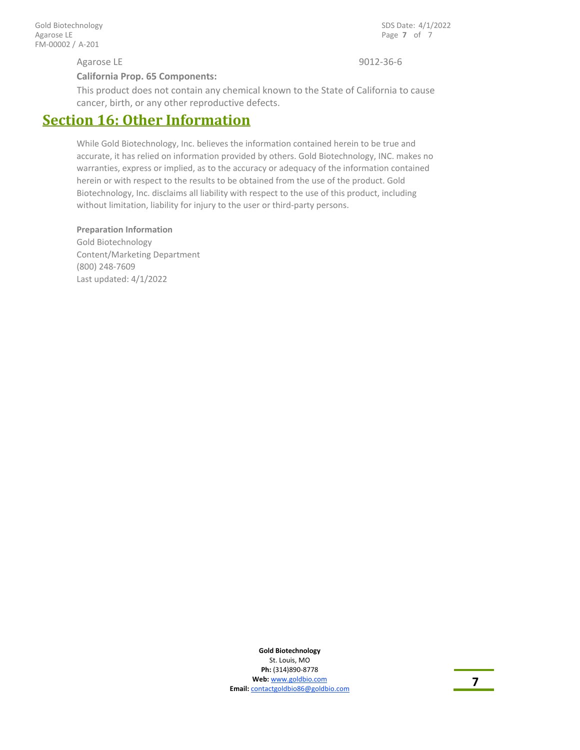| | |
|---|---|
| Agarose LE | 9012-36-6 |

**California Prop. 65 Components:**

This product does not contain any chemical known to the State of California to cause cancer, birth, or any other reproductive defects.

## Section 16: Other Information

While Gold Biotechnology, Inc. believes the information contained herein to be true and accurate, it has relied on information provided by others. Gold Biotechnology, INC. makes no warranties, express or implied, as to the accuracy or adequacy of the information contained herein or with respect to the results to be obtained from the use of the product. Gold Biotechnology, Inc. disclaims all liability with respect to the use of this product, including without limitation, liability for injury to the user or third-party persons.

**Preparation Information**
Gold Biotechnology
Content/Marketing Department
(800) 248-7609
Last updated: 4/1/2022